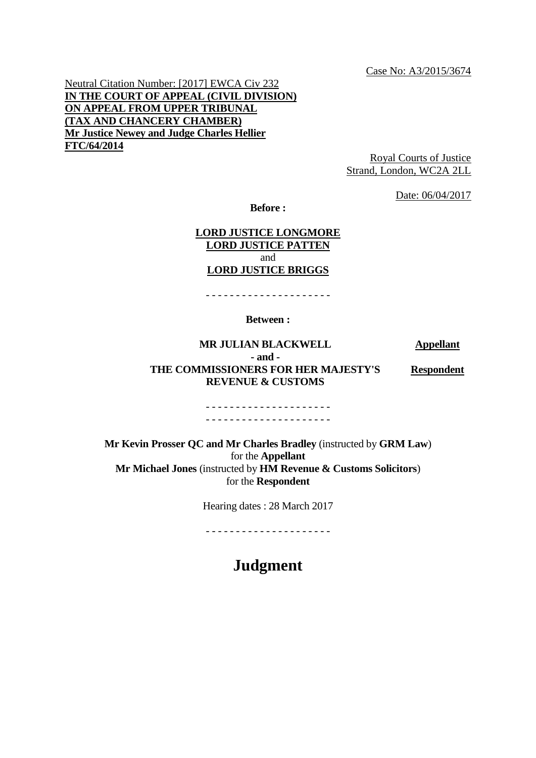Case No: A3/2015/3674

Neutral Citation Number: [2017] EWCA Civ 232
**IN THE COURT OF APPEAL (CIVIL DIVISION)**
**ON APPEAL FROM UPPER TRIBUNAL**
**(TAX AND CHANCERY CHAMBER)**
**Mr Justice Newey and Judge Charles Hellier**
**FTC/64/2014**

Royal Courts of Justice
Strand, London, WC2A 2LL

Date: 06/04/2017

**Before :**

**LORD JUSTICE LONGMORE**
**LORD JUSTICE PATTEN**
and
**LORD JUSTICE BRIGGS**

- - - - - - - - - - - - - - - - - - - - -

**Between :**

| | |
|---|---|
| **MR JULIAN BLACKWELL** | **Appellant** |
| **- and -** | |
| **THE COMMISSIONERS FOR HER MAJESTY'S REVENUE & CUSTOMS** | **Respondent** |

- - - - - - - - - - - - - - - - - - - - -
- - - - - - - - - - - - - - - - - - - - -

**Mr Kevin Prosser QC and Mr Charles Bradley** (instructed by **GRM Law**) for the **Appellant**
**Mr Michael Jones** (instructed by **HM Revenue & Customs Solicitors**) for the **Respondent**

Hearing dates : 28 March 2017

- - - - - - - - - - - - - - - - - - - - -

# Judgment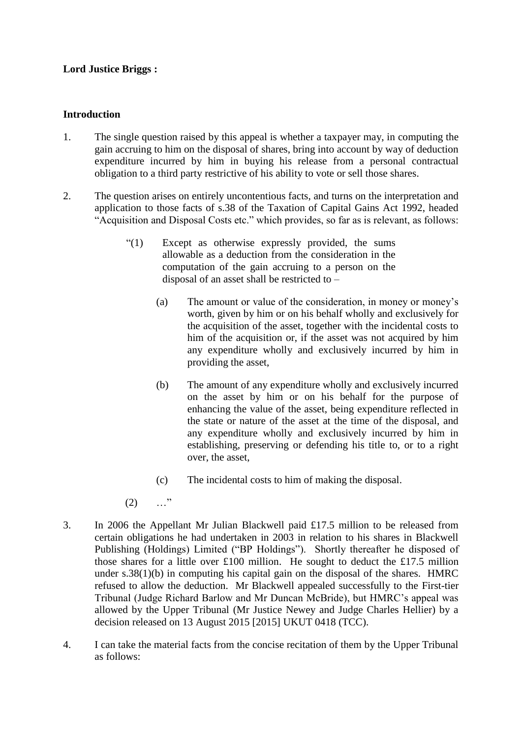**Lord Justice Briggs :**

**Introduction**

1. The single question raised by this appeal is whether a taxpayer may, in computing the gain accruing to him on the disposal of shares, bring into account by way of deduction expenditure incurred by him in buying his release from a personal contractual obligation to a third party restrictive of his ability to vote or sell those shares.

2. The question arises on entirely uncontentious facts, and turns on the interpretation and application to those facts of s.38 of the Taxation of Capital Gains Act 1992, headed "Acquisition and Disposal Costs etc." which provides, so far as is relevant, as follows:

> "(1) Except as otherwise expressly provided, the sums allowable as a deduction from the consideration in the computation of the gain accruing to a person on the disposal of an asset shall be restricted to –
>
> (a) The amount or value of the consideration, in money or money's worth, given by him or on his behalf wholly and exclusively for the acquisition of the asset, together with the incidental costs to him of the acquisition or, if the asset was not acquired by him any expenditure wholly and exclusively incurred by him in providing the asset,
>
> (b) The amount of any expenditure wholly and exclusively incurred on the asset by him or on his behalf for the purpose of enhancing the value of the asset, being expenditure reflected in the state or nature of the asset at the time of the disposal, and any expenditure wholly and exclusively incurred by him in establishing, preserving or defending his title to, or to a right over, the asset,
>
> (c) The incidental costs to him of making the disposal.
>
> (2) …"

3. In 2006 the Appellant Mr Julian Blackwell paid £17.5 million to be released from certain obligations he had undertaken in 2003 in relation to his shares in Blackwell Publishing (Holdings) Limited ("BP Holdings"). Shortly thereafter he disposed of those shares for a little over £100 million. He sought to deduct the £17.5 million under s.38(1)(b) in computing his capital gain on the disposal of the shares. HMRC refused to allow the deduction. Mr Blackwell appealed successfully to the First-tier Tribunal (Judge Richard Barlow and Mr Duncan McBride), but HMRC's appeal was allowed by the Upper Tribunal (Mr Justice Newey and Judge Charles Hellier) by a decision released on 13 August 2015 [2015] UKUT 0418 (TCC).

4. I can take the material facts from the concise recitation of them by the Upper Tribunal as follows: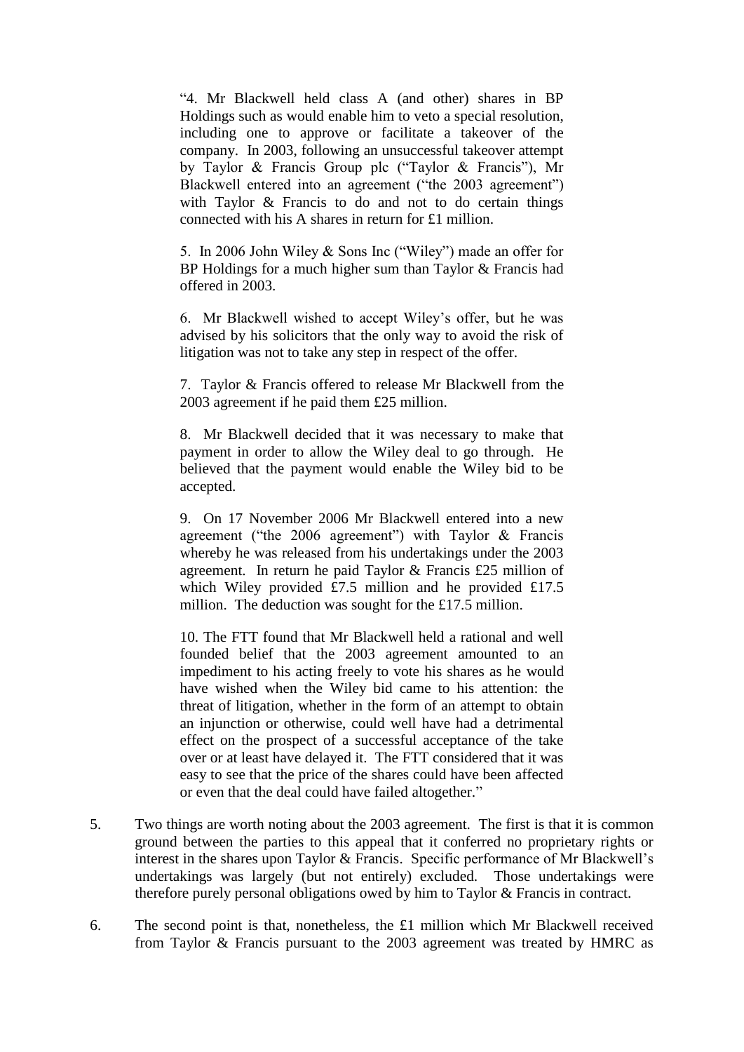> "4. Mr Blackwell held class A (and other) shares in BP Holdings such as would enable him to veto a special resolution, including one to approve or facilitate a takeover of the company. In 2003, following an unsuccessful takeover attempt by Taylor & Francis Group plc ("Taylor & Francis"), Mr Blackwell entered into an agreement ("the 2003 agreement") with Taylor & Francis to do and not to do certain things connected with his A shares in return for £1 million.
>
> 5. In 2006 John Wiley & Sons Inc ("Wiley") made an offer for BP Holdings for a much higher sum than Taylor & Francis had offered in 2003.
>
> 6. Mr Blackwell wished to accept Wiley's offer, but he was advised by his solicitors that the only way to avoid the risk of litigation was not to take any step in respect of the offer.
>
> 7. Taylor & Francis offered to release Mr Blackwell from the 2003 agreement if he paid them £25 million.
>
> 8. Mr Blackwell decided that it was necessary to make that payment in order to allow the Wiley deal to go through. He believed that the payment would enable the Wiley bid to be accepted.
>
> 9. On 17 November 2006 Mr Blackwell entered into a new agreement ("the 2006 agreement") with Taylor & Francis whereby he was released from his undertakings under the 2003 agreement. In return he paid Taylor & Francis £25 million of which Wiley provided £7.5 million and he provided £17.5 million. The deduction was sought for the £17.5 million.
>
> 10. The FTT found that Mr Blackwell held a rational and well founded belief that the 2003 agreement amounted to an impediment to his acting freely to vote his shares as he would have wished when the Wiley bid came to his attention: the threat of litigation, whether in the form of an attempt to obtain an injunction or otherwise, could well have had a detrimental effect on the prospect of a successful acceptance of the take over or at least have delayed it. The FTT considered that it was easy to see that the price of the shares could have been affected or even that the deal could have failed altogether."

5. Two things are worth noting about the 2003 agreement. The first is that it is common ground between the parties to this appeal that it conferred no proprietary rights or interest in the shares upon Taylor & Francis. Specific performance of Mr Blackwell's undertakings was largely (but not entirely) excluded. Those undertakings were therefore purely personal obligations owed by him to Taylor & Francis in contract.

6. The second point is that, nonetheless, the £1 million which Mr Blackwell received from Taylor & Francis pursuant to the 2003 agreement was treated by HMRC as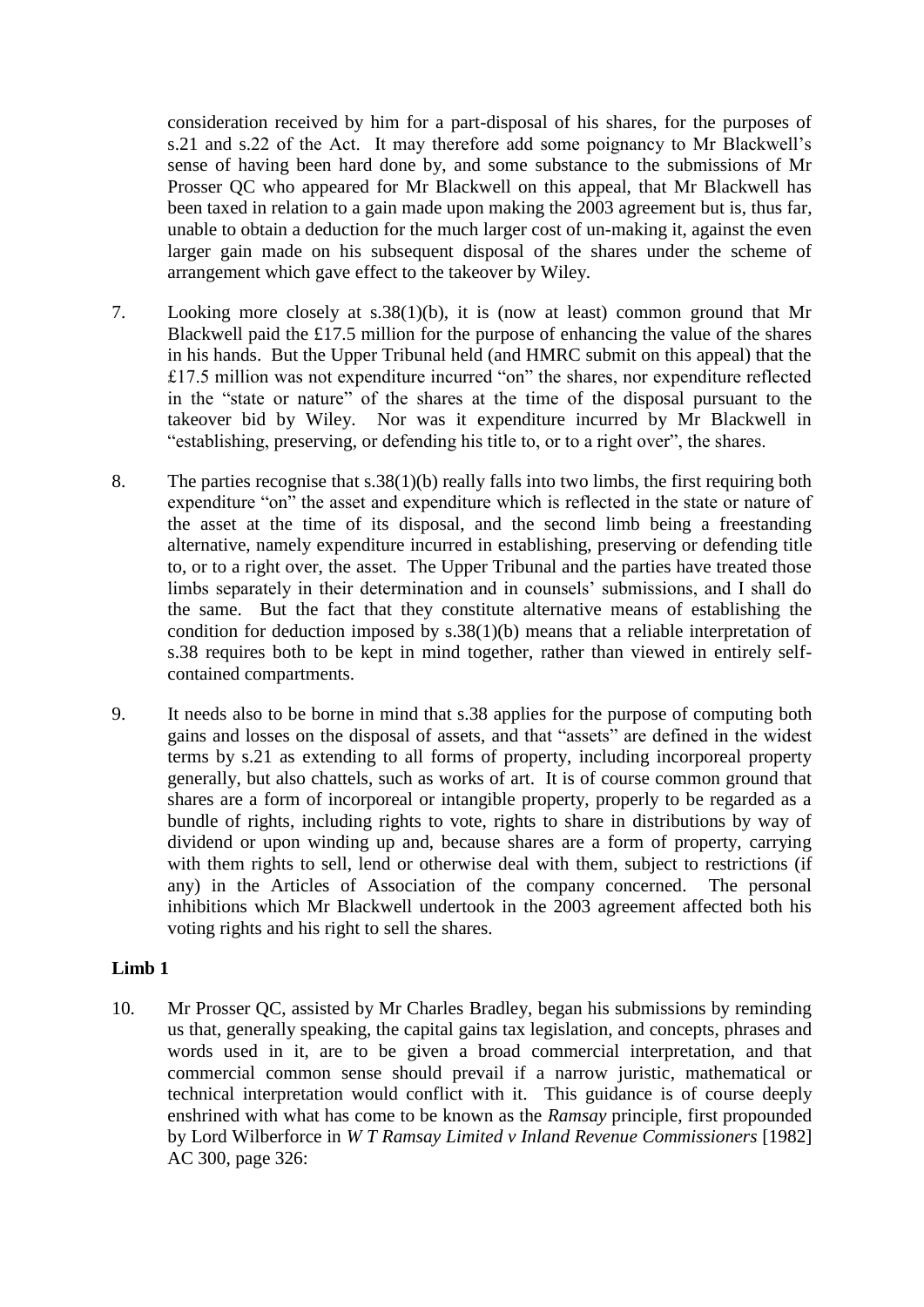consideration received by him for a part-disposal of his shares, for the purposes of s.21 and s.22 of the Act. It may therefore add some poignancy to Mr Blackwell's sense of having been hard done by, and some substance to the submissions of Mr Prosser QC who appeared for Mr Blackwell on this appeal, that Mr Blackwell has been taxed in relation to a gain made upon making the 2003 agreement but is, thus far, unable to obtain a deduction for the much larger cost of un-making it, against the even larger gain made on his subsequent disposal of the shares under the scheme of arrangement which gave effect to the takeover by Wiley.

7. Looking more closely at s.38(1)(b), it is (now at least) common ground that Mr Blackwell paid the £17.5 million for the purpose of enhancing the value of the shares in his hands. But the Upper Tribunal held (and HMRC submit on this appeal) that the £17.5 million was not expenditure incurred "on" the shares, nor expenditure reflected in the "state or nature" of the shares at the time of the disposal pursuant to the takeover bid by Wiley. Nor was it expenditure incurred by Mr Blackwell in "establishing, preserving, or defending his title to, or to a right over", the shares.

8. The parties recognise that s.38(1)(b) really falls into two limbs, the first requiring both expenditure "on" the asset and expenditure which is reflected in the state or nature of the asset at the time of its disposal, and the second limb being a freestanding alternative, namely expenditure incurred in establishing, preserving or defending title to, or to a right over, the asset. The Upper Tribunal and the parties have treated those limbs separately in their determination and in counsels' submissions, and I shall do the same. But the fact that they constitute alternative means of establishing the condition for deduction imposed by s.38(1)(b) means that a reliable interpretation of s.38 requires both to be kept in mind together, rather than viewed in entirely self-contained compartments.

9. It needs also to be borne in mind that s.38 applies for the purpose of computing both gains and losses on the disposal of assets, and that "assets" are defined in the widest terms by s.21 as extending to all forms of property, including incorporeal property generally, but also chattels, such as works of art. It is of course common ground that shares are a form of incorporeal or intangible property, properly to be regarded as a bundle of rights, including rights to vote, rights to share in distributions by way of dividend or upon winding up and, because shares are a form of property, carrying with them rights to sell, lend or otherwise deal with them, subject to restrictions (if any) in the Articles of Association of the company concerned. The personal inhibitions which Mr Blackwell undertook in the 2003 agreement affected both his voting rights and his right to sell the shares.

## Limb 1

10. Mr Prosser QC, assisted by Mr Charles Bradley, began his submissions by reminding us that, generally speaking, the capital gains tax legislation, and concepts, phrases and words used in it, are to be given a broad commercial interpretation, and that commercial common sense should prevail if a narrow juristic, mathematical or technical interpretation would conflict with it. This guidance is of course deeply enshrined with what has come to be known as the *Ramsay* principle, first propounded by Lord Wilberforce in *W T Ramsay Limited v Inland Revenue Commissioners* [1982] AC 300, page 326: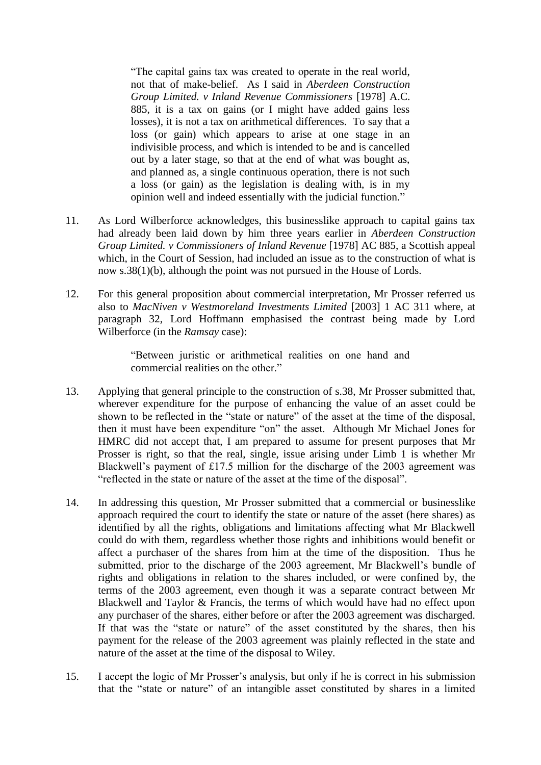> "The capital gains tax was created to operate in the real world, not that of make-belief. As I said in *Aberdeen Construction Group Limited. v Inland Revenue Commissioners* [1978] A.C. 885, it is a tax on gains (or I might have added gains less losses), it is not a tax on arithmetical differences. To say that a loss (or gain) which appears to arise at one stage in an indivisible process, and which is intended to be and is cancelled out by a later stage, so that at the end of what was bought as, and planned as, a single continuous operation, there is not such a loss (or gain) as the legislation is dealing with, is in my opinion well and indeed essentially with the judicial function."

11. As Lord Wilberforce acknowledges, this businesslike approach to capital gains tax had already been laid down by him three years earlier in *Aberdeen Construction Group Limited. v Commissioners of Inland Revenue* [1978] AC 885, a Scottish appeal which, in the Court of Session, had included an issue as to the construction of what is now s.38(1)(b), although the point was not pursued in the House of Lords.

12. For this general proposition about commercial interpretation, Mr Prosser referred us also to *MacNiven v Westmoreland Investments Limited* [2003] 1 AC 311 where, at paragraph 32, Lord Hoffmann emphasised the contrast being made by Lord Wilberforce (in the *Ramsay* case):

> "Between juristic or arithmetical realities on one hand and commercial realities on the other."

13. Applying that general principle to the construction of s.38, Mr Prosser submitted that, wherever expenditure for the purpose of enhancing the value of an asset could be shown to be reflected in the "state or nature" of the asset at the time of the disposal, then it must have been expenditure "on" the asset. Although Mr Michael Jones for HMRC did not accept that, I am prepared to assume for present purposes that Mr Prosser is right, so that the real, single, issue arising under Limb 1 is whether Mr Blackwell's payment of £17.5 million for the discharge of the 2003 agreement was "reflected in the state or nature of the asset at the time of the disposal".

14. In addressing this question, Mr Prosser submitted that a commercial or businesslike approach required the court to identify the state or nature of the asset (here shares) as identified by all the rights, obligations and limitations affecting what Mr Blackwell could do with them, regardless whether those rights and inhibitions would benefit or affect a purchaser of the shares from him at the time of the disposition. Thus he submitted, prior to the discharge of the 2003 agreement, Mr Blackwell's bundle of rights and obligations in relation to the shares included, or were confined by, the terms of the 2003 agreement, even though it was a separate contract between Mr Blackwell and Taylor & Francis, the terms of which would have had no effect upon any purchaser of the shares, either before or after the 2003 agreement was discharged. If that was the "state or nature" of the asset constituted by the shares, then his payment for the release of the 2003 agreement was plainly reflected in the state and nature of the asset at the time of the disposal to Wiley.

15. I accept the logic of Mr Prosser's analysis, but only if he is correct in his submission that the "state or nature" of an intangible asset constituted by shares in a limited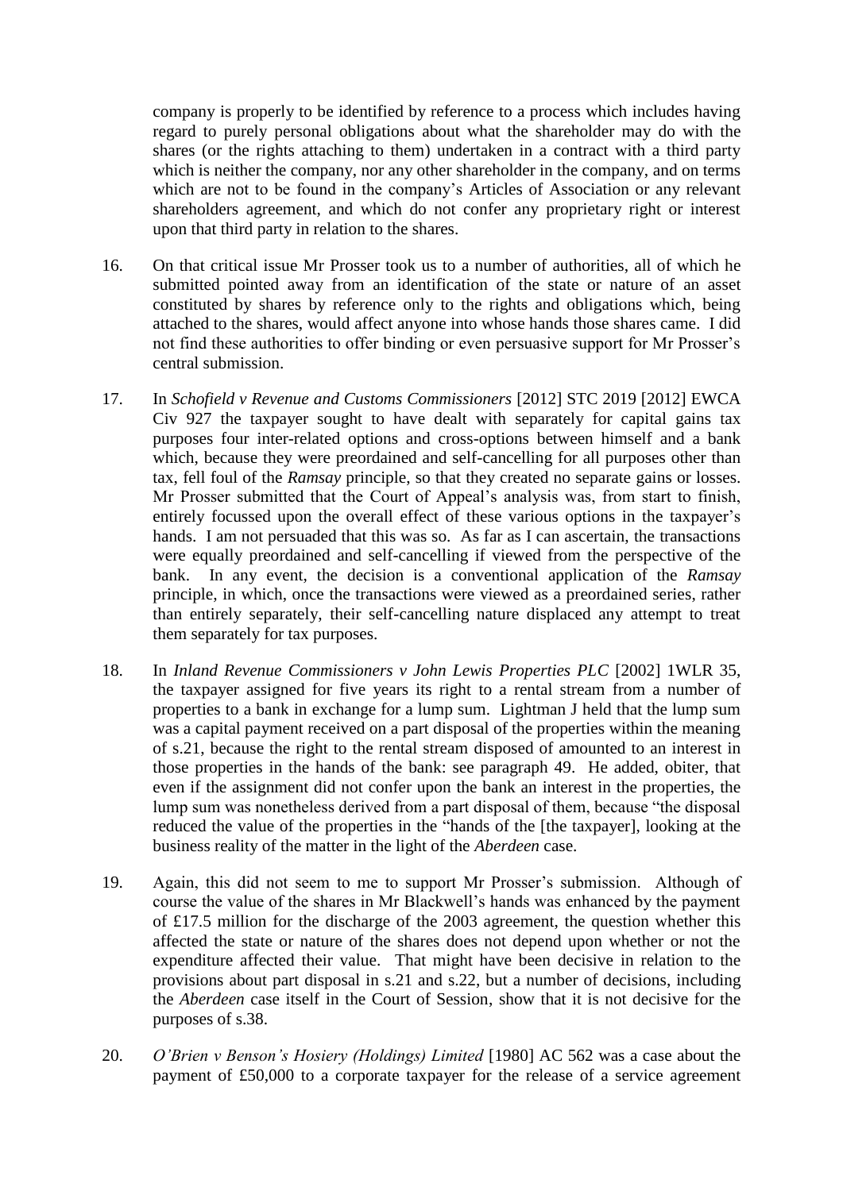company is properly to be identified by reference to a process which includes having regard to purely personal obligations about what the shareholder may do with the shares (or the rights attaching to them) undertaken in a contract with a third party which is neither the company, nor any other shareholder in the company, and on terms which are not to be found in the company's Articles of Association or any relevant shareholders agreement, and which do not confer any proprietary right or interest upon that third party in relation to the shares.

16. On that critical issue Mr Prosser took us to a number of authorities, all of which he submitted pointed away from an identification of the state or nature of an asset constituted by shares by reference only to the rights and obligations which, being attached to the shares, would affect anyone into whose hands those shares came. I did not find these authorities to offer binding or even persuasive support for Mr Prosser's central submission.

17. In *Schofield v Revenue and Customs Commissioners* [2012] STC 2019 [2012] EWCA Civ 927 the taxpayer sought to have dealt with separately for capital gains tax purposes four inter-related options and cross-options between himself and a bank which, because they were preordained and self-cancelling for all purposes other than tax, fell foul of the *Ramsay* principle, so that they created no separate gains or losses. Mr Prosser submitted that the Court of Appeal's analysis was, from start to finish, entirely focussed upon the overall effect of these various options in the taxpayer's hands. I am not persuaded that this was so. As far as I can ascertain, the transactions were equally preordained and self-cancelling if viewed from the perspective of the bank. In any event, the decision is a conventional application of the *Ramsay* principle, in which, once the transactions were viewed as a preordained series, rather than entirely separately, their self-cancelling nature displaced any attempt to treat them separately for tax purposes.

18. In *Inland Revenue Commissioners v John Lewis Properties PLC* [2002] 1WLR 35, the taxpayer assigned for five years its right to a rental stream from a number of properties to a bank in exchange for a lump sum. Lightman J held that the lump sum was a capital payment received on a part disposal of the properties within the meaning of s.21, because the right to the rental stream disposed of amounted to an interest in those properties in the hands of the bank: see paragraph 49. He added, obiter, that even if the assignment did not confer upon the bank an interest in the properties, the lump sum was nonetheless derived from a part disposal of them, because "the disposal reduced the value of the properties in the "hands of the [the taxpayer], looking at the business reality of the matter in the light of the *Aberdeen* case.

19. Again, this did not seem to me to support Mr Prosser's submission. Although of course the value of the shares in Mr Blackwell's hands was enhanced by the payment of £17.5 million for the discharge of the 2003 agreement, the question whether this affected the state or nature of the shares does not depend upon whether or not the expenditure affected their value. That might have been decisive in relation to the provisions about part disposal in s.21 and s.22, but a number of decisions, including the *Aberdeen* case itself in the Court of Session, show that it is not decisive for the purposes of s.38.

20. *O'Brien v Benson's Hosiery (Holdings) Limited* [1980] AC 562 was a case about the payment of £50,000 to a corporate taxpayer for the release of a service agreement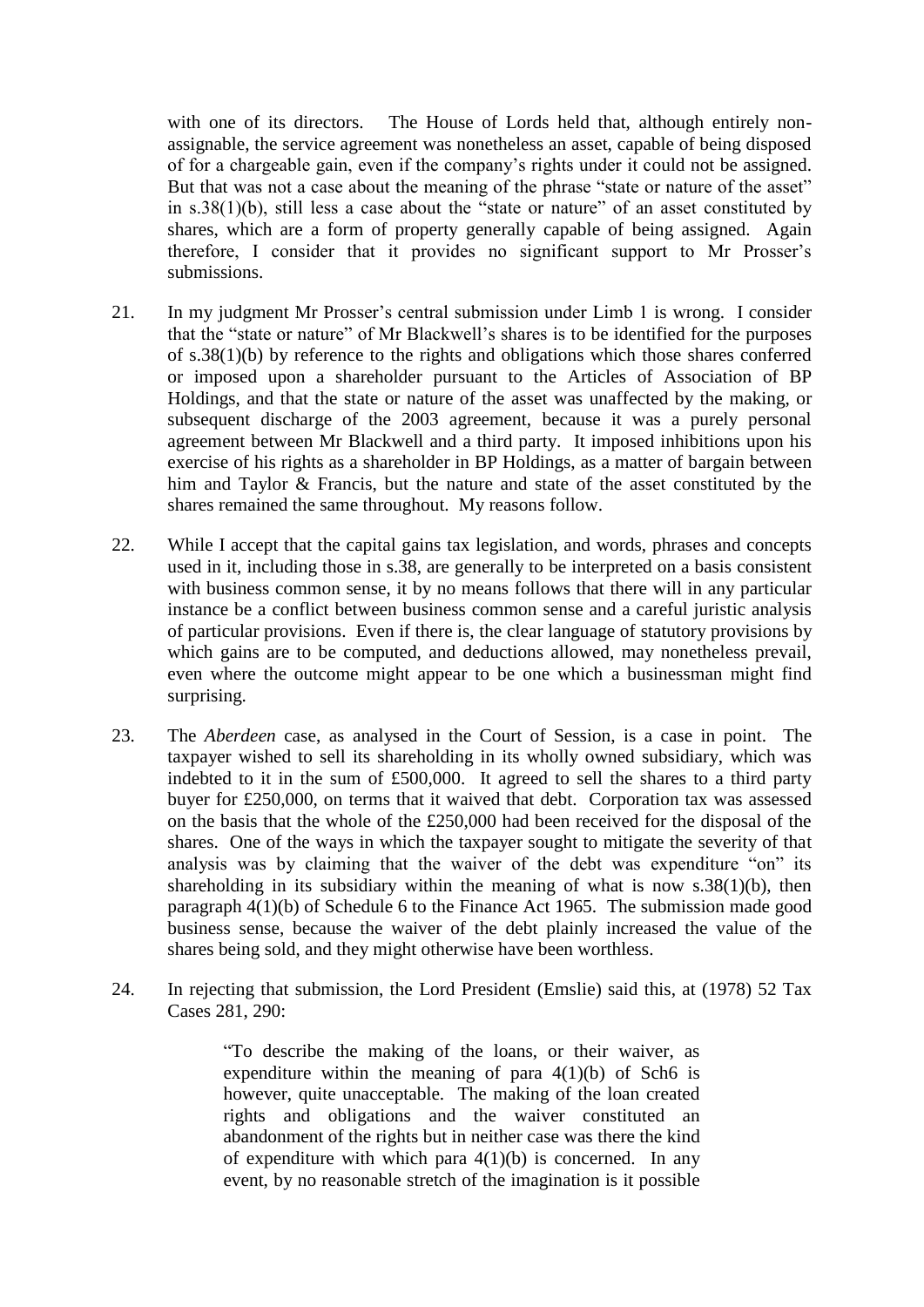with one of its directors. The House of Lords held that, although entirely non-assignable, the service agreement was nonetheless an asset, capable of being disposed of for a chargeable gain, even if the company's rights under it could not be assigned. But that was not a case about the meaning of the phrase "state or nature of the asset" in s.38(1)(b), still less a case about the "state or nature" of an asset constituted by shares, which are a form of property generally capable of being assigned. Again therefore, I consider that it provides no significant support to Mr Prosser's submissions.

21. In my judgment Mr Prosser's central submission under Limb 1 is wrong. I consider that the "state or nature" of Mr Blackwell's shares is to be identified for the purposes of s.38(1)(b) by reference to the rights and obligations which those shares conferred or imposed upon a shareholder pursuant to the Articles of Association of BP Holdings, and that the state or nature of the asset was unaffected by the making, or subsequent discharge of the 2003 agreement, because it was a purely personal agreement between Mr Blackwell and a third party. It imposed inhibitions upon his exercise of his rights as a shareholder in BP Holdings, as a matter of bargain between him and Taylor & Francis, but the nature and state of the asset constituted by the shares remained the same throughout. My reasons follow.

22. While I accept that the capital gains tax legislation, and words, phrases and concepts used in it, including those in s.38, are generally to be interpreted on a basis consistent with business common sense, it by no means follows that there will in any particular instance be a conflict between business common sense and a careful juristic analysis of particular provisions. Even if there is, the clear language of statutory provisions by which gains are to be computed, and deductions allowed, may nonetheless prevail, even where the outcome might appear to be one which a businessman might find surprising.

23. The *Aberdeen* case, as analysed in the Court of Session, is a case in point. The taxpayer wished to sell its shareholding in its wholly owned subsidiary, which was indebted to it in the sum of £500,000. It agreed to sell the shares to a third party buyer for £250,000, on terms that it waived that debt. Corporation tax was assessed on the basis that the whole of the £250,000 had been received for the disposal of the shares. One of the ways in which the taxpayer sought to mitigate the severity of that analysis was by claiming that the waiver of the debt was expenditure "on" its shareholding in its subsidiary within the meaning of what is now s.38(1)(b), then paragraph 4(1)(b) of Schedule 6 to the Finance Act 1965. The submission made good business sense, because the waiver of the debt plainly increased the value of the shares being sold, and they might otherwise have been worthless.

24. In rejecting that submission, the Lord President (Emslie) said this, at (1978) 52 Tax Cases 281, 290:

> "To describe the making of the loans, or their waiver, as expenditure within the meaning of para 4(1)(b) of Sch6 is however, quite unacceptable. The making of the loan created rights and obligations and the waiver constituted an abandonment of the rights but in neither case was there the kind of expenditure with which para 4(1)(b) is concerned. In any event, by no reasonable stretch of the imagination is it possible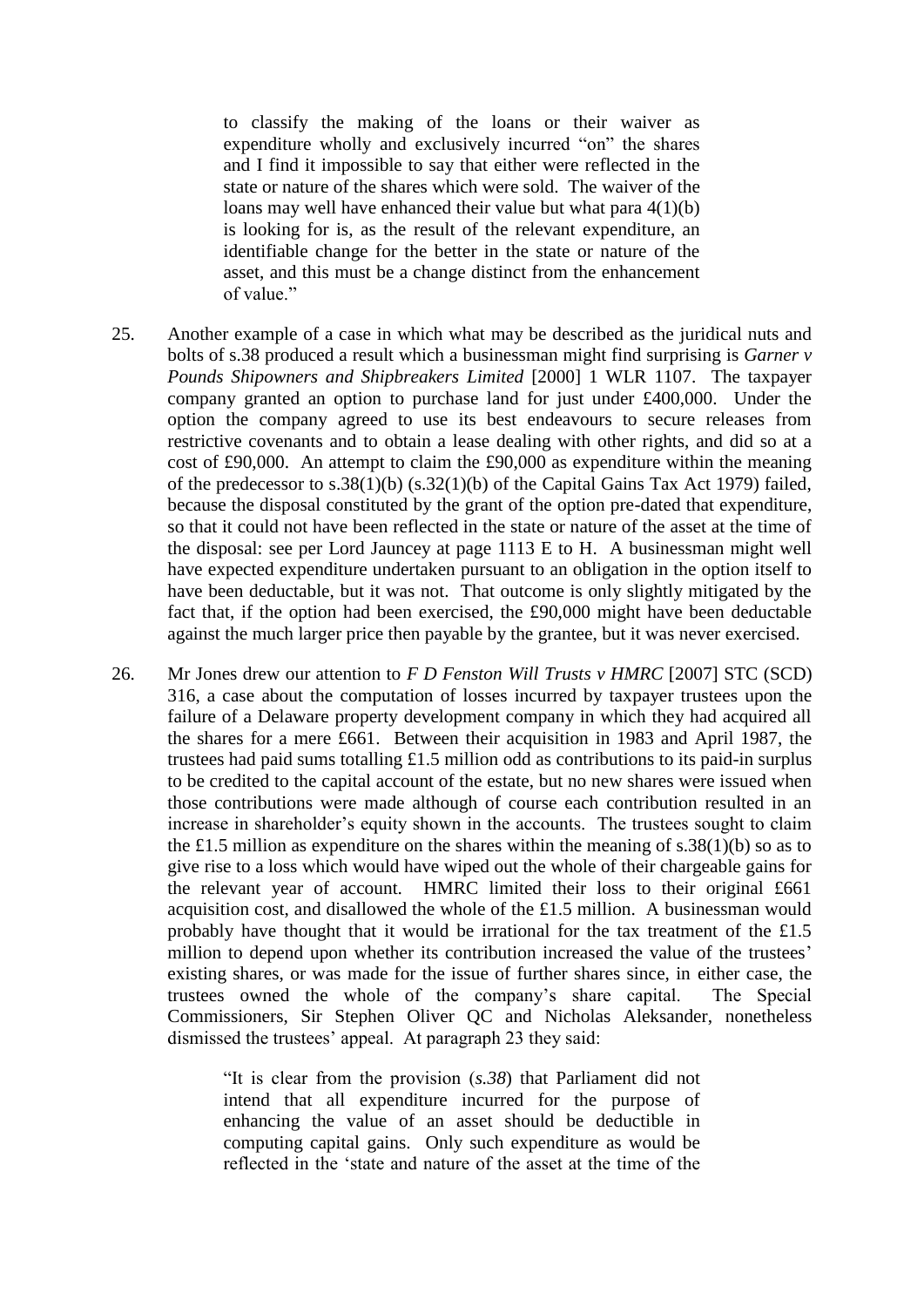> to classify the making of the loans or their waiver as expenditure wholly and exclusively incurred "on" the shares and I find it impossible to say that either were reflected in the state or nature of the shares which were sold. The waiver of the loans may well have enhanced their value but what para 4(1)(b) is looking for is, as the result of the relevant expenditure, an identifiable change for the better in the state or nature of the asset, and this must be a change distinct from the enhancement of value."

25. Another example of a case in which what may be described as the juridical nuts and bolts of s.38 produced a result which a businessman might find surprising is *Garner v Pounds Shipowners and Shipbreakers Limited* [2000] 1 WLR 1107. The taxpayer company granted an option to purchase land for just under £400,000. Under the option the company agreed to use its best endeavours to secure releases from restrictive covenants and to obtain a lease dealing with other rights, and did so at a cost of £90,000. An attempt to claim the £90,000 as expenditure within the meaning of the predecessor to s.38(1)(b) (s.32(1)(b) of the Capital Gains Tax Act 1979) failed, because the disposal constituted by the grant of the option pre-dated that expenditure, so that it could not have been reflected in the state or nature of the asset at the time of the disposal: see per Lord Jauncey at page 1113 E to H. A businessman might well have expected expenditure undertaken pursuant to an obligation in the option itself to have been deductable, but it was not. That outcome is only slightly mitigated by the fact that, if the option had been exercised, the £90,000 might have been deductable against the much larger price then payable by the grantee, but it was never exercised.

26. Mr Jones drew our attention to *F D Fenston Will Trusts v HMRC* [2007] STC (SCD) 316, a case about the computation of losses incurred by taxpayer trustees upon the failure of a Delaware property development company in which they had acquired all the shares for a mere £661. Between their acquisition in 1983 and April 1987, the trustees had paid sums totalling £1.5 million odd as contributions to its paid-in surplus to be credited to the capital account of the estate, but no new shares were issued when those contributions were made although of course each contribution resulted in an increase in shareholder's equity shown in the accounts. The trustees sought to claim the £1.5 million as expenditure on the shares within the meaning of s.38(1)(b) so as to give rise to a loss which would have wiped out the whole of their chargeable gains for the relevant year of account. HMRC limited their loss to their original £661 acquisition cost, and disallowed the whole of the £1.5 million. A businessman would probably have thought that it would be irrational for the tax treatment of the £1.5 million to depend upon whether its contribution increased the value of the trustees' existing shares, or was made for the issue of further shares since, in either case, the trustees owned the whole of the company's share capital. The Special Commissioners, Sir Stephen Oliver QC and Nicholas Aleksander, nonetheless dismissed the trustees' appeal. At paragraph 23 they said:

> "It is clear from the provision (*s.38*) that Parliament did not intend that all expenditure incurred for the purpose of enhancing the value of an asset should be deductible in computing capital gains. Only such expenditure as would be reflected in the 'state and nature of the asset at the time of the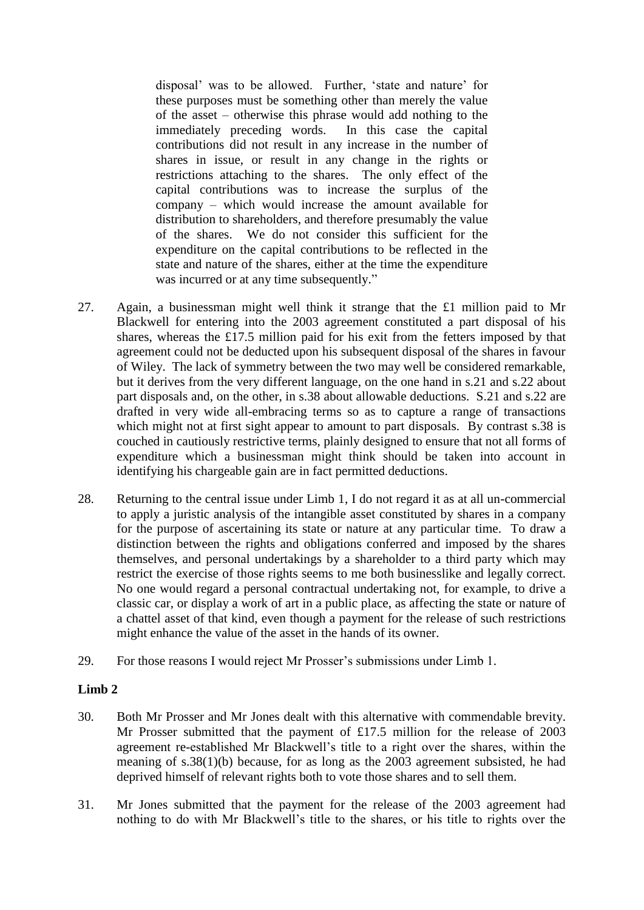> disposal' was to be allowed. Further, 'state and nature' for these purposes must be something other than merely the value of the asset – otherwise this phrase would add nothing to the immediately preceding words. In this case the capital contributions did not result in any increase in the number of shares in issue, or result in any change in the rights or restrictions attaching to the shares. The only effect of the capital contributions was to increase the surplus of the company – which would increase the amount available for distribution to shareholders, and therefore presumably the value of the shares. We do not consider this sufficient for the expenditure on the capital contributions to be reflected in the state and nature of the shares, either at the time the expenditure was incurred or at any time subsequently."

27. Again, a businessman might well think it strange that the £1 million paid to Mr Blackwell for entering into the 2003 agreement constituted a part disposal of his shares, whereas the £17.5 million paid for his exit from the fetters imposed by that agreement could not be deducted upon his subsequent disposal of the shares in favour of Wiley. The lack of symmetry between the two may well be considered remarkable, but it derives from the very different language, on the one hand in s.21 and s.22 about part disposals and, on the other, in s.38 about allowable deductions. S.21 and s.22 are drafted in very wide all-embracing terms so as to capture a range of transactions which might not at first sight appear to amount to part disposals. By contrast s.38 is couched in cautiously restrictive terms, plainly designed to ensure that not all forms of expenditure which a businessman might think should be taken into account in identifying his chargeable gain are in fact permitted deductions.

28. Returning to the central issue under Limb 1, I do not regard it as at all un-commercial to apply a juristic analysis of the intangible asset constituted by shares in a company for the purpose of ascertaining its state or nature at any particular time. To draw a distinction between the rights and obligations conferred and imposed by the shares themselves, and personal undertakings by a shareholder to a third party which may restrict the exercise of those rights seems to me both businesslike and legally correct. No one would regard a personal contractual undertaking not, for example, to drive a classic car, or display a work of art in a public place, as affecting the state or nature of a chattel asset of that kind, even though a payment for the release of such restrictions might enhance the value of the asset in the hands of its owner.

29. For those reasons I would reject Mr Prosser's submissions under Limb 1.

**Limb 2**

30. Both Mr Prosser and Mr Jones dealt with this alternative with commendable brevity. Mr Prosser submitted that the payment of £17.5 million for the release of 2003 agreement re-established Mr Blackwell's title to a right over the shares, within the meaning of s.38(1)(b) because, for as long as the 2003 agreement subsisted, he had deprived himself of relevant rights both to vote those shares and to sell them.

31. Mr Jones submitted that the payment for the release of the 2003 agreement had nothing to do with Mr Blackwell's title to the shares, or his title to rights over the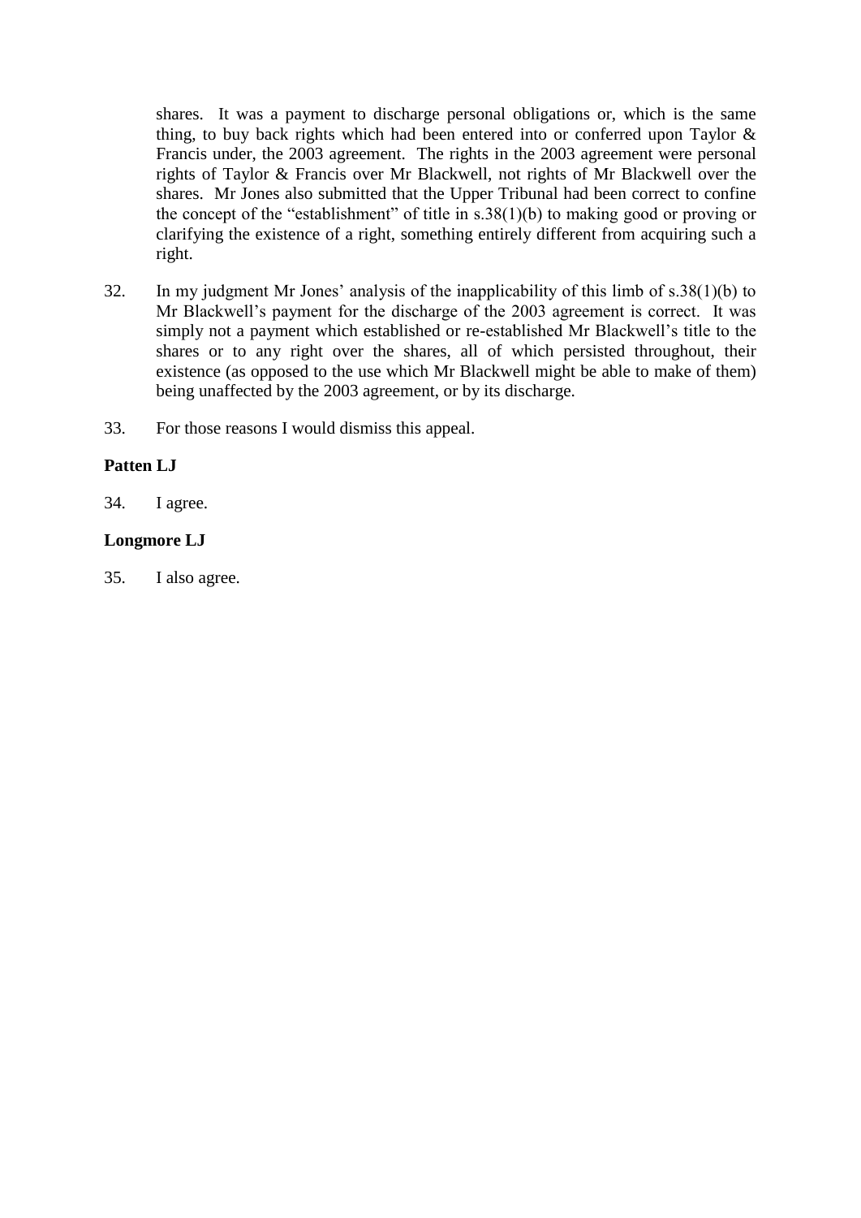shares. It was a payment to discharge personal obligations or, which is the same thing, to buy back rights which had been entered into or conferred upon Taylor & Francis under, the 2003 agreement. The rights in the 2003 agreement were personal rights of Taylor & Francis over Mr Blackwell, not rights of Mr Blackwell over the shares. Mr Jones also submitted that the Upper Tribunal had been correct to confine the concept of the "establishment" of title in s.38(1)(b) to making good or proving or clarifying the existence of a right, something entirely different from acquiring such a right.

32. In my judgment Mr Jones' analysis of the inapplicability of this limb of s.38(1)(b) to Mr Blackwell's payment for the discharge of the 2003 agreement is correct. It was simply not a payment which established or re-established Mr Blackwell's title to the shares or to any right over the shares, all of which persisted throughout, their existence (as opposed to the use which Mr Blackwell might be able to make of them) being unaffected by the 2003 agreement, or by its discharge.

33. For those reasons I would dismiss this appeal.

**Patten LJ**

34. I agree.

**Longmore LJ**

35. I also agree.